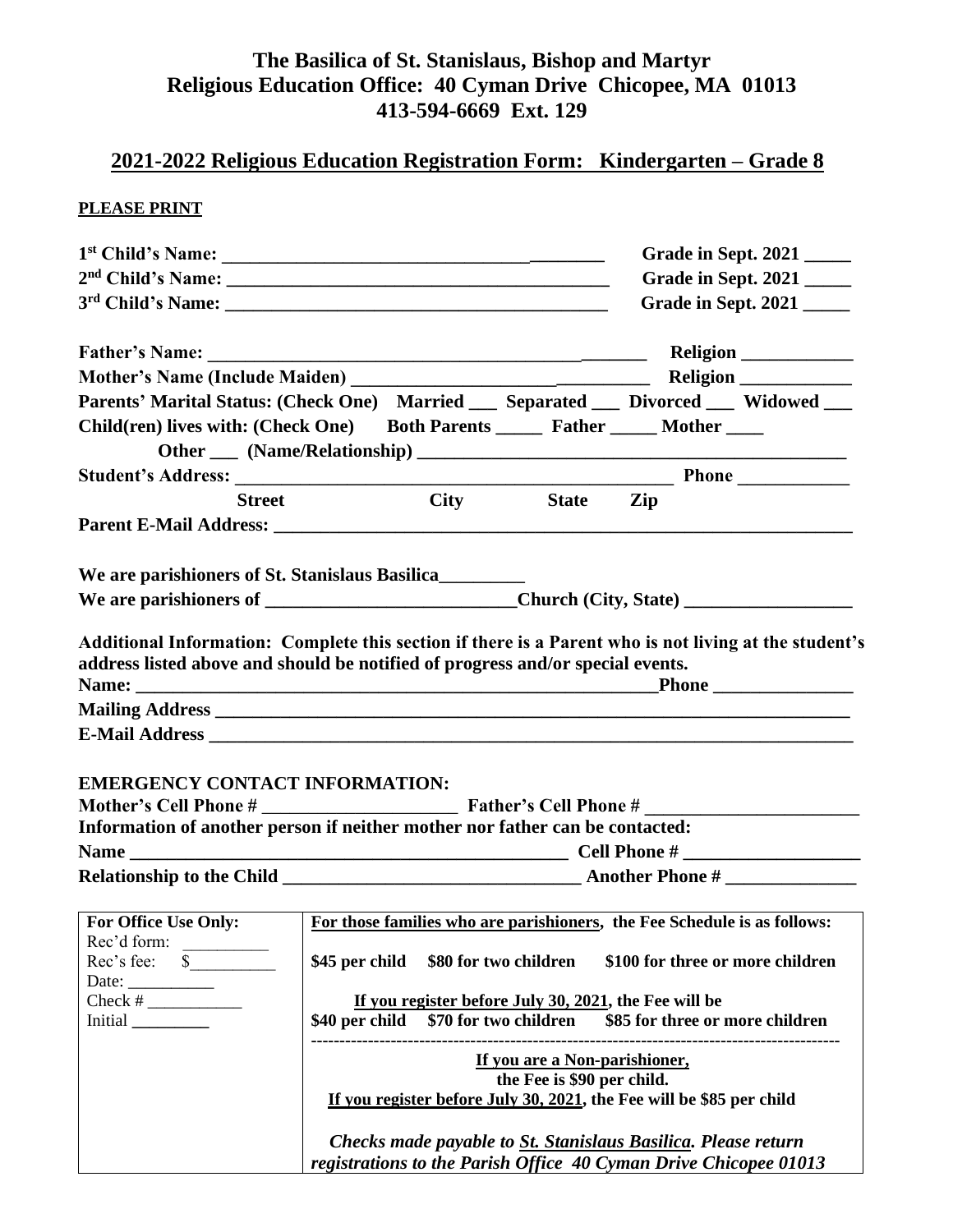# The Basilica of St. Stanislaus, Bishop and Martyr
## Religious Education Office: 40 Cyman Drive Chicopee, MA 01013
## 413-594-6669 Ext. 129

## 2021-2022 Religious Education Registration Form: Kindergarten – Grade 8

**PLEASE PRINT**

**1st Child's Name:** ________________________________________ **Grade in Sept. 2021** _____

**2nd Child's Name:** ________________________________________ **Grade in Sept. 2021** _____

**3rd Child's Name:** ________________________________________ **Grade in Sept. 2021** _____

**Father's Name:** ________________________________________________ **Religion** ____________

**Mother's Name (Include Maiden)** ________________________________ **Religion** ____________

**Parents' Marital Status: (Check One)** Married ___ Separated ___ Divorced ___ Widowed ___

**Child(ren) lives with: (Check One)** Both Parents _____ Father _____ Mother ____

Other ___ (Name/Relationship) ______________________________________________

**Student's Address:** __________________________________________________ **Phone** ____________

Street City State Zip

**Parent E-Mail Address:** ____________________________________________________________________

**We are parishioners of St. Stanislaus Basilica**_________

**We are parishioners of** ___________________________**Church (City, State)** __________________

**Additional Information: Complete this section if there is a Parent who is not living at the student's address listed above and should be notified of progress and/or special events.**

**Name:** __________________________________________________________**Phone** _______________

**Mailing Address** ____________________________________________________________________

**E-Mail Address** _____________________________________________________________________

**EMERGENCY CONTACT INFORMATION:**

**Mother's Cell Phone #** _____________________ **Father's Cell Phone #** _______________________

**Information of another person if neither mother nor father can be contacted:**

**Name** __________________________________________________ **Cell Phone #** ___________________

**Relationship to the Child** ________________________________ **Another Phone #** ______________

| **For Office Use Only:** | **For those families who are parishioners, the Fee Schedule is as follows:** |
|---|---|
| Rec'd form: __________<br>Rec's fee: $__________<br>Date: __________<br>Check # ___________<br>Initial _________ | **$45 per child $80 for two children $100 for three or more children**<br><br>**If you register before July 30, 2021, the Fee will be**<br>**$40 per child $70 for two children $85 for three or more children**<br>----------------------------------------------------------------------------<br>**If you are a Non-parishioner,**<br>**the Fee is $90 per child.**<br>**If you register before July 30, 2021, the Fee will be $85 per child**<br><br>***Checks made payable to St. Stanislaus Basilica. Please return registrations to the Parish Office 40 Cyman Drive Chicopee 01013*** |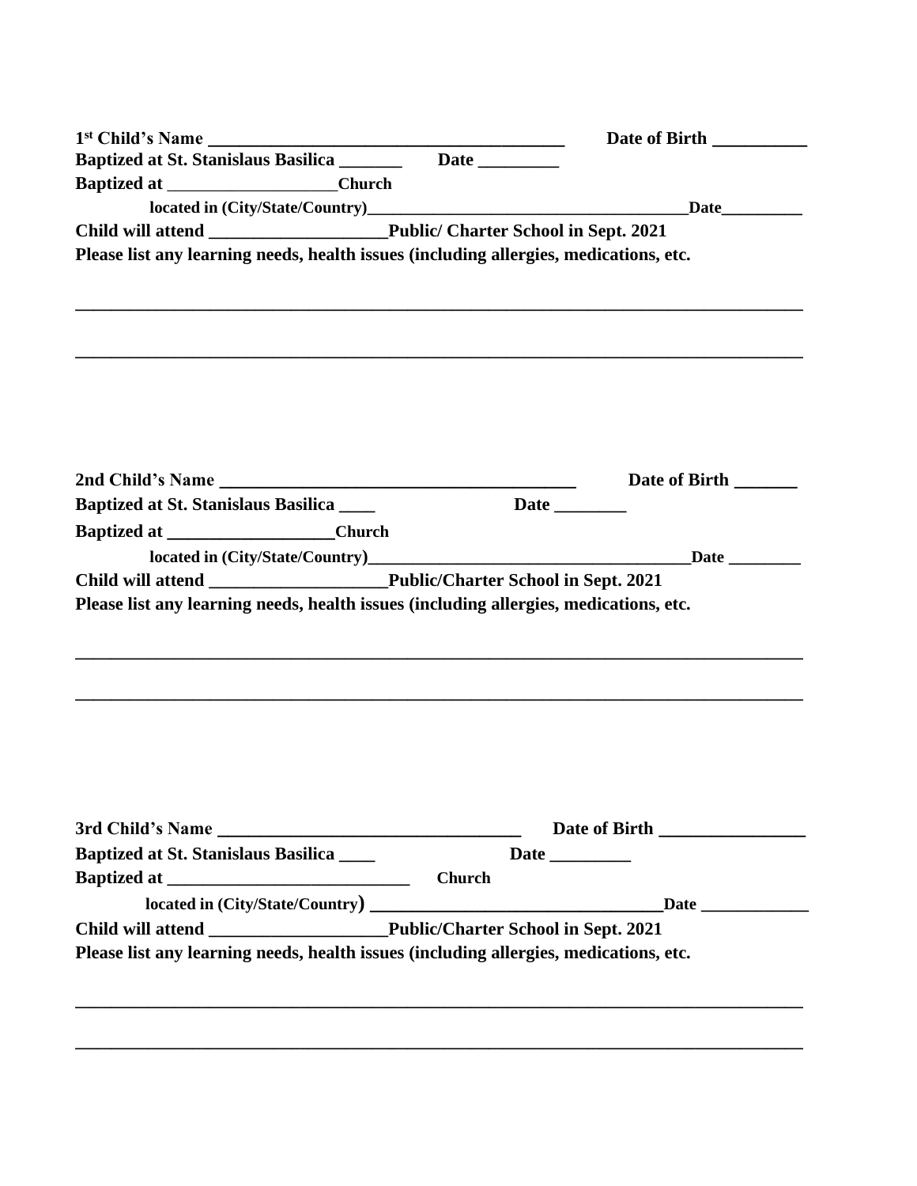**1[st] Child's Name ________________________________________ Date of Birth __________**

**Baptized at St. Stanislaus Basilica _______ Date _________**

**Baptized at ___________________Church**

**located in (City/State/Country)_____________________________________Date_________**

**Child will attend ____________________Public/ Charter School in Sept. 2021**

**Please list any learning needs, health issues (including allergies, medications, etc.**

___________________________________________________________________________

___________________________________________________________________________

**2nd Child's Name ________________________________________ Date of Birth _______**

**Baptized at St. Stanislaus Basilica ____ Date ________**

**Baptized at ___________________Church**

**located in (City/State/Country)_____________________________________Date ________**

**Child will attend ____________________Public/Charter School in Sept. 2021**

**Please list any learning needs, health issues (including allergies, medications, etc.**

___________________________________________________________________________

___________________________________________________________________________

**3rd Child's Name __________________________________ Date of Birth ________________**

**Baptized at St. Stanislaus Basilica ____ Date _________**

**Baptized at ___________________________ Church**

**located in (City/State/Country) _________________________________Date ____________**

**Child will attend ____________________Public/Charter School in Sept. 2021**

**Please list any learning needs, health issues (including allergies, medications, etc.**

___________________________________________________________________________

___________________________________________________________________________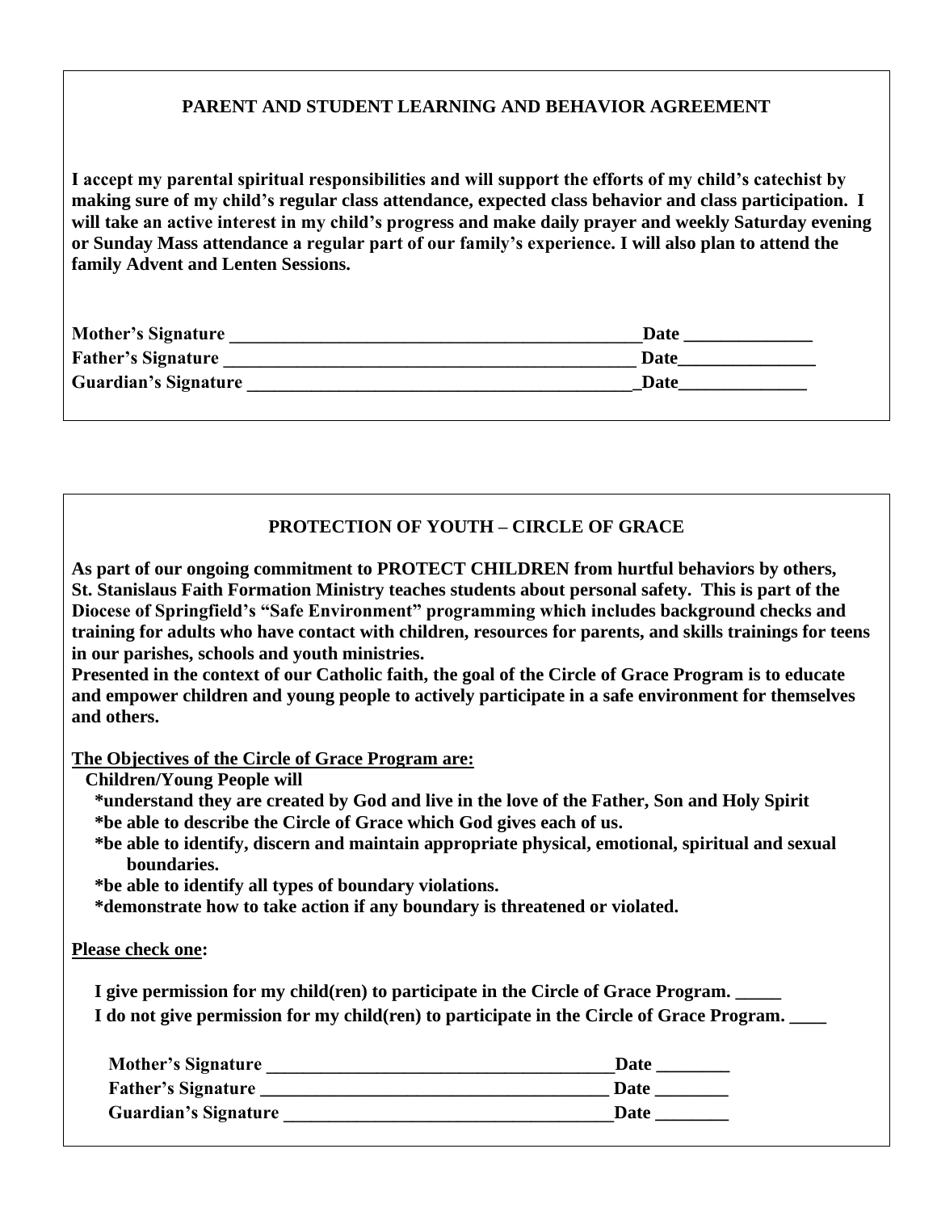## PARENT AND STUDENT LEARNING AND BEHAVIOR AGREEMENT

**I accept my parental spiritual responsibilities and will support the efforts of my child's catechist by making sure of my child's regular class attendance, expected class behavior and class participation. I will take an active interest in my child's progress and make daily prayer and weekly Saturday evening or Sunday Mass attendance a regular part of our family's experience. I will also plan to attend the family Advent and Lenten Sessions.**

**Mother's Signature _______________________________________________Date ______________**
**Father's Signature _______________________________________________ Date_______________**
**Guardian's Signature ____________________________________________Date______________**

## PROTECTION OF YOUTH – CIRCLE OF GRACE

**As part of our ongoing commitment to PROTECT CHILDREN from hurtful behaviors by others, St. Stanislaus Faith Formation Ministry teaches students about personal safety. This is part of the Diocese of Springfield's "Safe Environment" programming which includes background checks and training for adults who have contact with children, resources for parents, and skills trainings for teens in our parishes, schools and youth ministries.**
**Presented in the context of our Catholic faith, the goal of the Circle of Grace Program is to educate and empower children and young people to actively participate in a safe environment for themselves and others.**

**<u>The Objectives of the Circle of Grace Program are:</u>**
**Children/Young People will**
**\*understand they are created by God and live in the love of the Father, Son and Holy Spirit**
**\*be able to describe the Circle of Grace which God gives each of us.**
**\*be able to identify, discern and maintain appropriate physical, emotional, spiritual and sexual boundaries.**
**\*be able to identify all types of boundary violations.**
**\*demonstrate how to take action if any boundary is threatened or violated.**

**<u>Please check one</u>:**

**I give permission for my child(ren) to participate in the Circle of Grace Program. _____**
**I do not give permission for my child(ren) to participate in the Circle of Grace Program. ____**

**Mother's Signature ______________________________________Date ________**
**Father's Signature ______________________________________ Date ________**
**Guardian's Signature ____________________________________Date ________**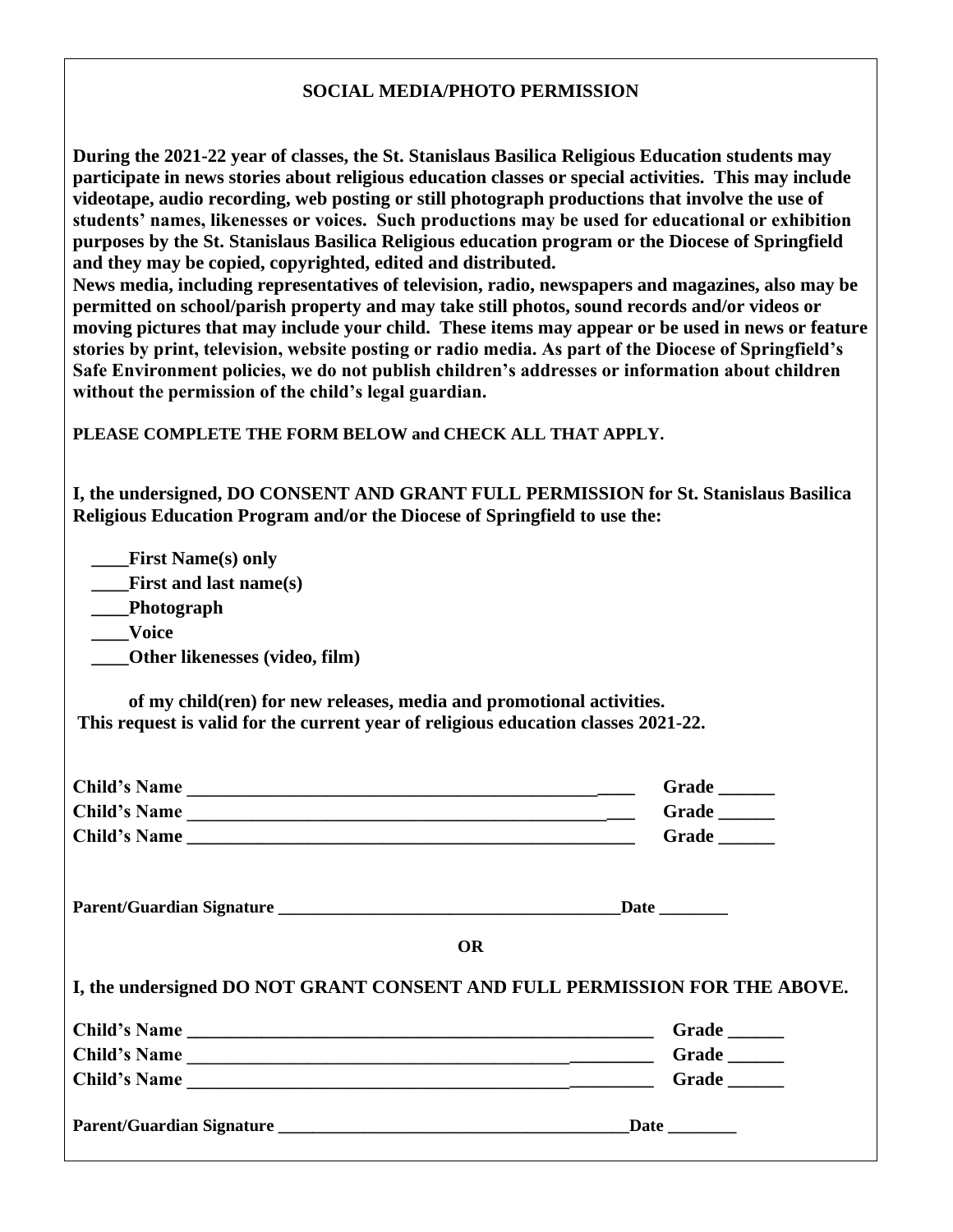## SOCIAL MEDIA/PHOTO PERMISSION

**During the 2021-22 year of classes, the St. Stanislaus Basilica Religious Education students may participate in news stories about religious education classes or special activities. This may include videotape, audio recording, web posting or still photograph productions that involve the use of students' names, likenesses or voices. Such productions may be used for educational or exhibition purposes by the St. Stanislaus Basilica Religious education program or the Diocese of Springfield and they may be copied, copyrighted, edited and distributed.**
**News media, including representatives of television, radio, newspapers and magazines, also may be permitted on school/parish property and may take still photos, sound records and/or videos or moving pictures that may include your child. These items may appear or be used in news or feature stories by print, television, website posting or radio media. As part of the Diocese of Springfield's Safe Environment policies, we do not publish children's addresses or information about children without the permission of the child's legal guardian.**

**PLEASE COMPLETE THE FORM BELOW and CHECK ALL THAT APPLY.**

**I, the undersigned, DO CONSENT AND GRANT FULL PERMISSION for St. Stanislaus Basilica Religious Education Program and/or the Diocese of Springfield to use the:**

**____First Name(s) only**
**____First and last name(s)**
**____Photograph**
**____Voice**
**____Other likenesses (video, film)**

**of my child(ren) for new releases, media and promotional activities.**
**This request is valid for the current year of religious education classes 2021-22.**

**Child's Name ____________________________________________________ Grade ______**
**Child's Name ____________________________________________________ Grade ______**
**Child's Name ____________________________________________________ Grade ______**

**Parent/Guardian Signature ________________________________________Date ________**

**OR**

**I, the undersigned DO NOT GRANT CONSENT AND FULL PERMISSION FOR THE ABOVE.**

**Child's Name ____________________________________________________ Grade ______**
**Child's Name ____________________________________________________ Grade ______**
**Child's Name ____________________________________________________ Grade ______**

**Parent/Guardian Signature ________________________________________Date ________**